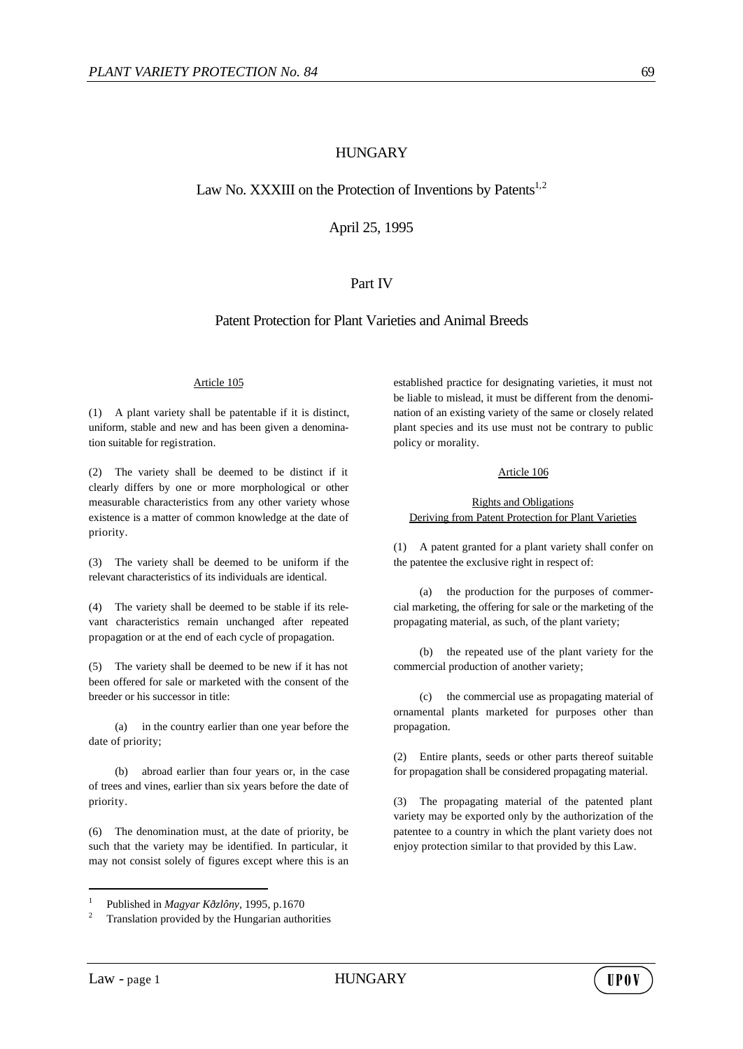# HUNGARY

## Law No. XXXIII on the Protection of Inventions by Patents[1,2]

April 25, 1995

## Part IV

## Patent Protection for Plant Varieties and Animal Breeds

### Article 105

(1) A plant variety shall be patentable if it is distinct, uniform, stable and new and has been given a denomination suitable for registration.

(2) The variety shall be deemed to be distinct if it clearly differs by one or more morphological or other measurable characteristics from any other variety whose existence is a matter of common knowledge at the date of priority.

(3) The variety shall be deemed to be uniform if the relevant characteristics of its individuals are identical.

(4) The variety shall be deemed to be stable if its relevant characteristics remain unchanged after repeated propagation or at the end of each cycle of propagation.

(5) The variety shall be deemed to be new if it has not been offered for sale or marketed with the consent of the breeder or his successor in title:

(a) in the country earlier than one year before the date of priority;

(b) abroad earlier than four years or, in the case of trees and vines, earlier than six years before the date of priority.

(6) The denomination must, at the date of priority, be such that the variety may be identified. In particular, it may not consist solely of figures except where this is an established practice for designating varieties, it must not be liable to mislead, it must be different from the denomination of an existing variety of the same or closely related plant species and its use must not be contrary to public policy or morality.

### Article 106

#### Rights and Obligations Deriving from Patent Protection for Plant Varieties

(1) A patent granted for a plant variety shall confer on the patentee the exclusive right in respect of:

(a) the production for the purposes of commercial marketing, the offering for sale or the marketing of the propagating material, as such, of the plant variety;

(b) the repeated use of the plant variety for the commercial production of another variety;

(c) the commercial use as propagating material of ornamental plants marketed for purposes other than propagation.

(2) Entire plants, seeds or other parts thereof suitable for propagation shall be considered propagating material.

(3) The propagating material of the patented plant variety may be exported only by the authorization of the patentee to a country in which the plant variety does not enjoy protection similar to that provided by this Law.

---

[1] Published in *Magyar Kðzlôny*, 1995, p.1670

[2] Translation provided by the Hungarian authorities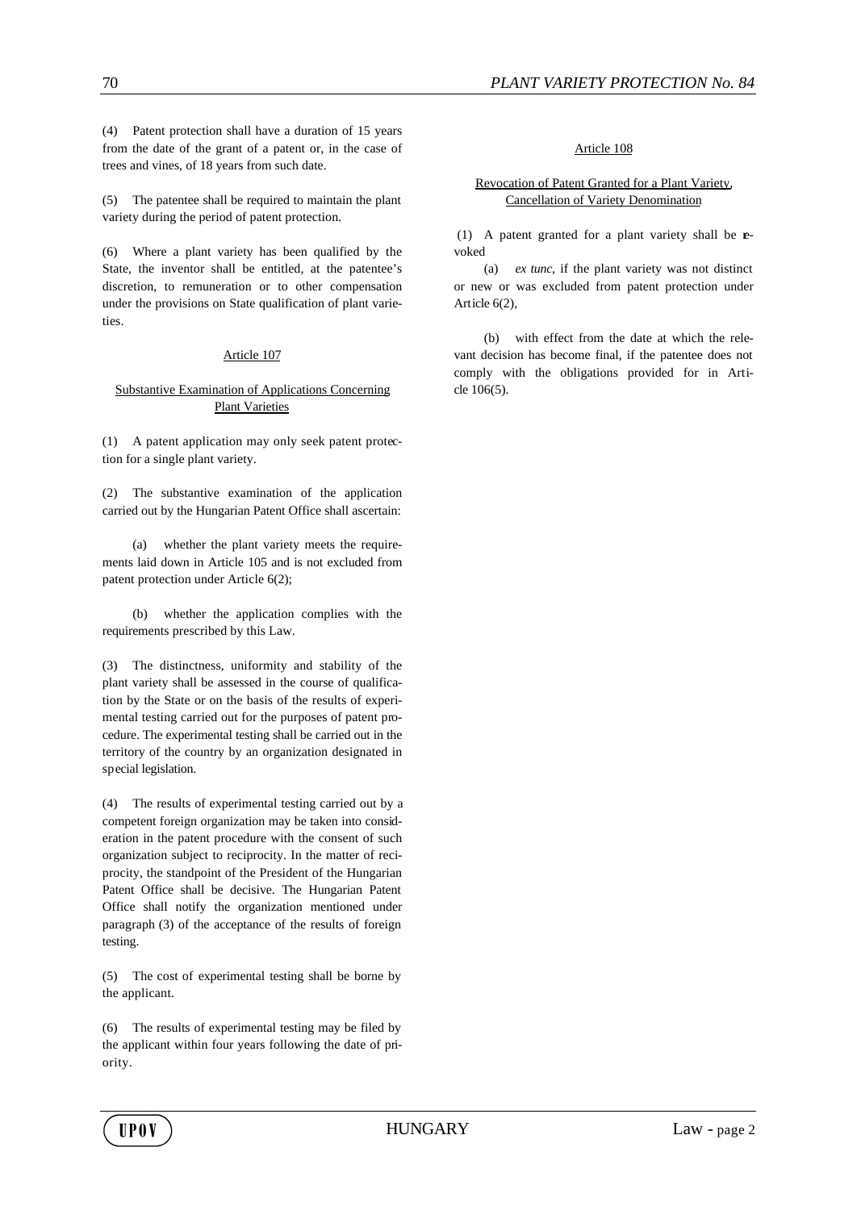(4) Patent protection shall have a duration of 15 years from the date of the grant of a patent or, in the case of trees and vines, of 18 years from such date.

(5) The patentee shall be required to maintain the plant variety during the period of patent protection.

(6) Where a plant variety has been qualified by the State, the inventor shall be entitled, at the patentee's discretion, to remuneration or to other compensation under the provisions on State qualification of plant varieties.

### Article 107

### Substantive Examination of Applications Concerning Plant Varieties

(1) A patent application may only seek patent protection for a single plant variety.

(2) The substantive examination of the application carried out by the Hungarian Patent Office shall ascertain:

(a) whether the plant variety meets the requirements laid down in Article 105 and is not excluded from patent protection under Article 6(2);

(b) whether the application complies with the requirements prescribed by this Law.

(3) The distinctness, uniformity and stability of the plant variety shall be assessed in the course of qualification by the State or on the basis of the results of experimental testing carried out for the purposes of patent procedure. The experimental testing shall be carried out in the territory of the country by an organization designated in special legislation.

(4) The results of experimental testing carried out by a competent foreign organization may be taken into consideration in the patent procedure with the consent of such organization subject to reciprocity. In the matter of reciprocity, the standpoint of the President of the Hungarian Patent Office shall be decisive. The Hungarian Patent Office shall notify the organization mentioned under paragraph (3) of the acceptance of the results of foreign testing.

(5) The cost of experimental testing shall be borne by the applicant.

(6) The results of experimental testing may be filed by the applicant within four years following the date of priority.

### Article 108

### Revocation of Patent Granted for a Plant Variety, Cancellation of Variety Denomination

(1) A patent granted for a plant variety shall be revoked

(a) *ex tunc*, if the plant variety was not distinct or new or was excluded from patent protection under Article 6(2),

(b) with effect from the date at which the relevant decision has become final, if the patentee does not comply with the obligations provided for in Article 106(5).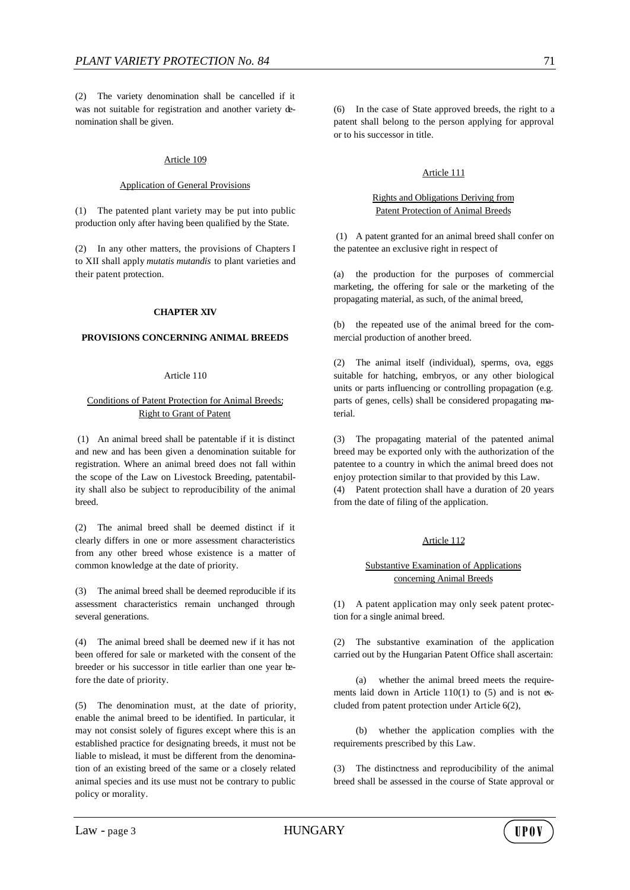(2) The variety denomination shall be cancelled if it was not suitable for registration and another variety denomination shall be given.

### Article 109

#### Application of General Provisions

(1) The patented plant variety may be put into public production only after having been qualified by the State.

(2) In any other matters, the provisions of Chapters I to XII shall apply *mutatis mutandis* to plant varieties and their patent protection.

## CHAPTER XIV

## PROVISIONS CONCERNING ANIMAL BREEDS

### Article 110

#### Conditions of Patent Protection for Animal Breeds; Right to Grant of Patent

(1) An animal breed shall be patentable if it is distinct and new and has been given a denomination suitable for registration. Where an animal breed does not fall within the scope of the Law on Livestock Breeding, patentability shall also be subject to reproducibility of the animal breed.

(2) The animal breed shall be deemed distinct if it clearly differs in one or more assessment characteristics from any other breed whose existence is a matter of common knowledge at the date of priority.

(3) The animal breed shall be deemed reproducible if its assessment characteristics remain unchanged through several generations.

(4) The animal breed shall be deemed new if it has not been offered for sale or marketed with the consent of the breeder or his successor in title earlier than one year before the date of priority.

(5) The denomination must, at the date of priority, enable the animal breed to be identified. In particular, it may not consist solely of figures except where this is an established practice for designating breeds, it must not be liable to mislead, it must be different from the denomination of an existing breed of the same or a closely related animal species and its use must not be contrary to public policy or morality.

(6) In the case of State approved breeds, the right to a patent shall belong to the person applying for approval or to his successor in title.

### Article 111

#### Rights and Obligations Deriving from Patent Protection of Animal Breeds

(1) A patent granted for an animal breed shall confer on the patentee an exclusive right in respect of

(a) the production for the purposes of commercial marketing, the offering for sale or the marketing of the propagating material, as such, of the animal breed,

(b) the repeated use of the animal breed for the commercial production of another breed.

(2) The animal itself (individual), sperms, ova, eggs suitable for hatching, embryos, or any other biological units or parts influencing or controlling propagation (e.g. parts of genes, cells) shall be considered propagating material.

(3) The propagating material of the patented animal breed may be exported only with the authorization of the patentee to a country in which the animal breed does not enjoy protection similar to that provided by this Law.

(4) Patent protection shall have a duration of 20 years from the date of filing of the application.

### Article 112

#### Substantive Examination of Applications concerning Animal Breeds

(1) A patent application may only seek patent protection for a single animal breed.

(2) The substantive examination of the application carried out by the Hungarian Patent Office shall ascertain:

(a) whether the animal breed meets the requirements laid down in Article 110(1) to (5) and is not excluded from patent protection under Article 6(2),

(b) whether the application complies with the requirements prescribed by this Law.

(3) The distinctness and reproducibility of the animal breed shall be assessed in the course of State approval or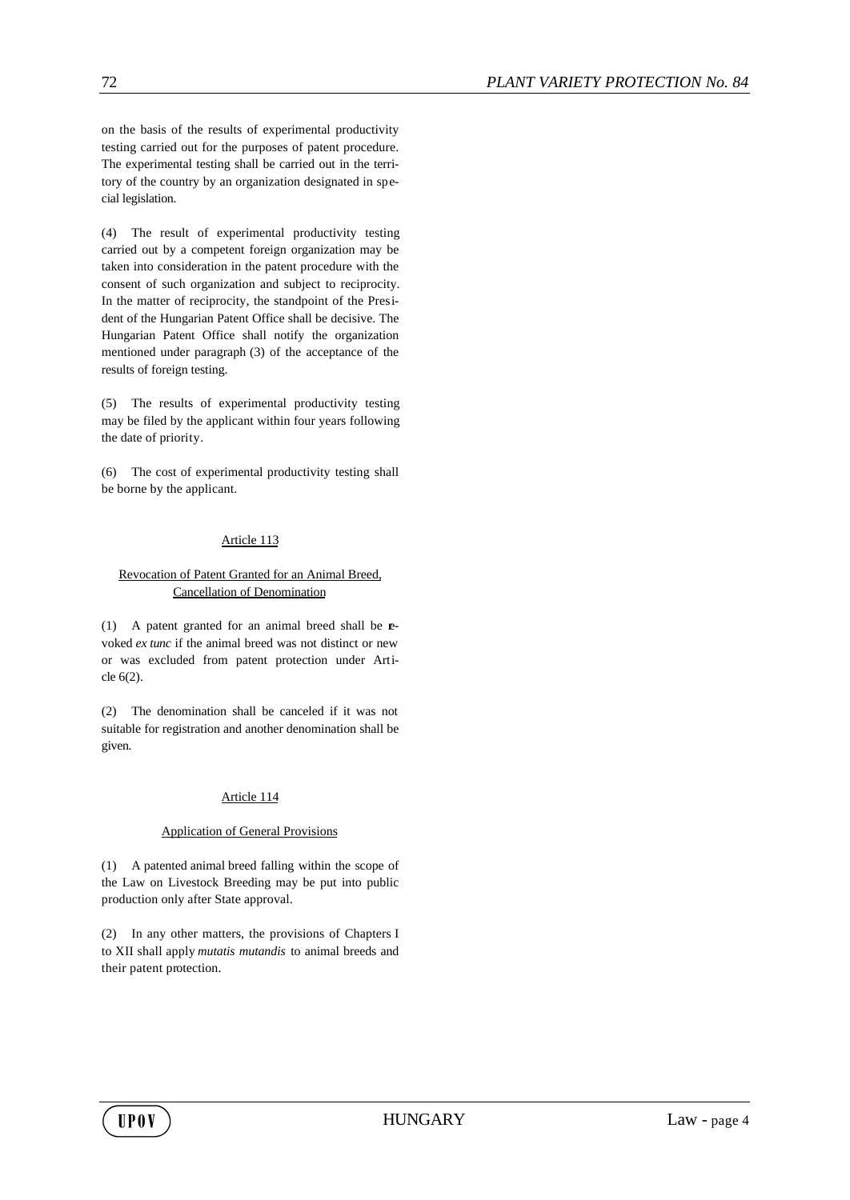on the basis of the results of experimental productivity testing carried out for the purposes of patent procedure. The experimental testing shall be carried out in the territory of the country by an organization designated in special legislation.

(4) The result of experimental productivity testing carried out by a competent foreign organization may be taken into consideration in the patent procedure with the consent of such organization and subject to reciprocity. In the matter of reciprocity, the standpoint of the President of the Hungarian Patent Office shall be decisive. The Hungarian Patent Office shall notify the organization mentioned under paragraph (3) of the acceptance of the results of foreign testing.

(5) The results of experimental productivity testing may be filed by the applicant within four years following the date of priority.

(6) The cost of experimental productivity testing shall be borne by the applicant.

## Article 113

### Revocation of Patent Granted for an Animal Breed, Cancellation of Denomination

(1) A patent granted for an animal breed shall be revoked *ex tunc* if the animal breed was not distinct or new or was excluded from patent protection under Article 6(2).

(2) The denomination shall be canceled if it was not suitable for registration and another denomination shall be given.

## Article 114

### Application of General Provisions

(1) A patented animal breed falling within the scope of the Law on Livestock Breeding may be put into public production only after State approval.

(2) In any other matters, the provisions of Chapters I to XII shall apply *mutatis mutandis* to animal breeds and their patent protection.